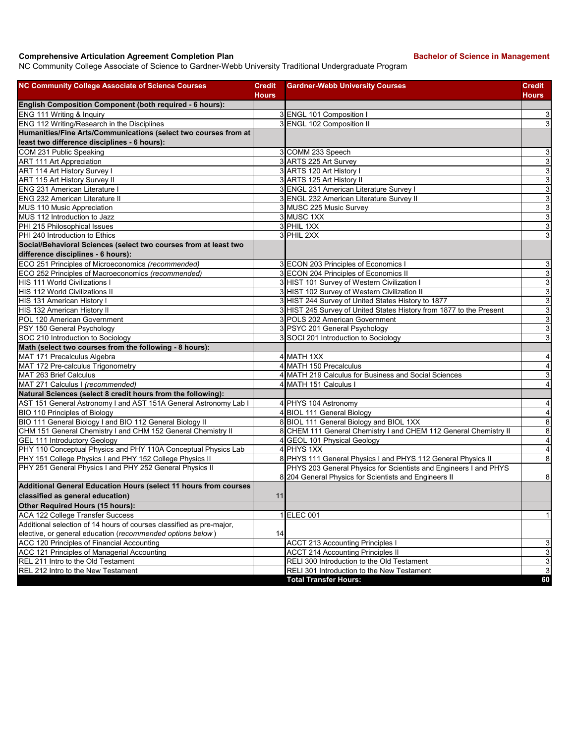**Comprehensive Articulation Agreement Completion Plan** **Bachelor of Science in Management**

NC Community College Associate of Science to Gardner-Webb University Traditional Undergraduate Program

| NC Community College Associate of Science Courses | Credit Hours | Gardner-Webb University Courses | Credit Hours |
|---|---|---|---|
| **English Composition Component (both required - 6 hours):** | | | |
| ENG 111 Writing & Inquiry | 3 | ENGL 101 Composition I | 3 |
| ENG 112 Writing/Research in the Disciplines | 3 | ENGL 102 Composition II | 3 |
| **Humanities/Fine Arts/Communications (select two courses from at least two difference disciplines - 6 hours):** | | | |
| COM 231 Public Speaking | 3 | COMM 233 Speech | 3 |
| ART 111 Art Appreciation | 3 | ARTS 225 Art Survey | 3 |
| ART 114 Art History Survey I | 3 | ARTS 120 Art History I | 3 |
| ART 115 Art History Survey II | 3 | ARTS 125 Art History II | 3 |
| ENG 231 American Literature I | 3 | ENGL 231 American Literature Survey I | 3 |
| ENG 232 American Literature II | 3 | ENGL 232 American Literature Survey II | 3 |
| MUS 110 Music Appreciation | 3 | MUSC 225 Music Survey | 3 |
| MUS 112 Introduction to Jazz | 3 | MUSC 1XX | 3 |
| PHI 215 Philosophical Issues | 3 | PHIL 1XX | 3 |
| PHI 240 Introduction to Ethics | 3 | PHIL 2XX | 3 |
| **Social/Behavioral Sciences (select two courses from at least two difference disciplines - 6 hours):** | | | |
| ECO 251 Principles of Microeconomics *(recommended)* | 3 | ECON 203 Principles of Economics I | 3 |
| ECO 252 Principles of Macroeconomics *(recommended)* | 3 | ECON 204 Principles of Economics II | 3 |
| HIS 111 World Civilizations I | 3 | HIST 101 Survey of Western Civilization I | 3 |
| HIS 112 World Civilizations II | 3 | HIST 102 Survey of Western Civilization II | 3 |
| HIS 131 American History I | 3 | HIST 244 Survey of United States History to 1877 | 3 |
| HIS 132 American History II | 3 | HIST 245 Survey of United States History from 1877 to the Present | 3 |
| POL 120 American Government | 3 | POLS 202 American Government | 3 |
| PSY 150 General Psychology | 3 | PSYC 201 General Psychology | 3 |
| SOC 210 Introduction to Sociology | 3 | SOCI 201 Introduction to Sociology | 3 |
| **Math (select two courses from the following - 8 hours):** | | | |
| MAT 171 Precalculus Algebra | 4 | MATH 1XX | 4 |
| MAT 172 Pre-calculus Trigonometry | 4 | MATH 150 Precalculus | 4 |
| MAT 263 Brief Calculus | 4 | MATH 219 Calculus for Business and Social Sciences | 3 |
| MAT 271 Calculus I *(recommended)* | 4 | MATH 151 Calculus I | 4 |
| **Natural Sciences (select 8 credit hours from the following):** | | | |
| AST 151 General Astronomy I and AST 151A General Astronomy Lab I | 4 | PHYS 104 Astronomy | 4 |
| BIO 110 Principles of Biology | 4 | BIOL 111 General Biology | 4 |
| BIO 111 General Biology I and BIO 112 General Biology II | 8 | BIOL 111 General Biology and BIOL 1XX | 8 |
| CHM 151 General Chemistry I and CHM 152 General Chemistry II | 8 | CHEM 111 General Chemistry I and CHEM 112 General Chemistry II | 8 |
| GEL 111 Introductory Geology | 4 | GEOL 101 Physical Geology | 4 |
| PHY 110 Conceptual Physics and PHY 110A Conceptual Physics Lab | 4 | PHYS 1XX | 4 |
| PHY 151 College Physics I and PHY 152 College Physics II | 8 | PHYS 111 General Physics I and PHYS 112 General Physics II | 8 |
| PHY 251 General Physics I and PHY 252 General Physics II | 8 | PHYS 203 General Physics for Scientists and Engineers I and PHYS 204 General Physics for Scientists and Engineers II | 8 |
| **Additional General Education Hours (select 11 hours from courses classified as general education)** | 11 | | |
| **Other Required Hours (15 hours):** | | | |
| ACA 122 College Transfer Success | 1 | ELEC 001 | 1 |
| Additional selection of 14 hours of courses classified as pre-major, elective, or general education (*recommended options below*) | 14 | | |
| ACC 120 Principles of Financial Accounting | | ACCT 213 Accounting Principles I | 3 |
| ACC 121 Principles of Managerial Accounting | | ACCT 214 Accounting Principles II | 3 |
| REL 211 Intro to the Old Testament | | RELI 300 Introduction to the Old Testament | 3 |
| REL 212 Intro to the New Testament | | RELI 301 Introduction to the New Testament | 3 |
| | | **Total Transfer Hours:** | **60** |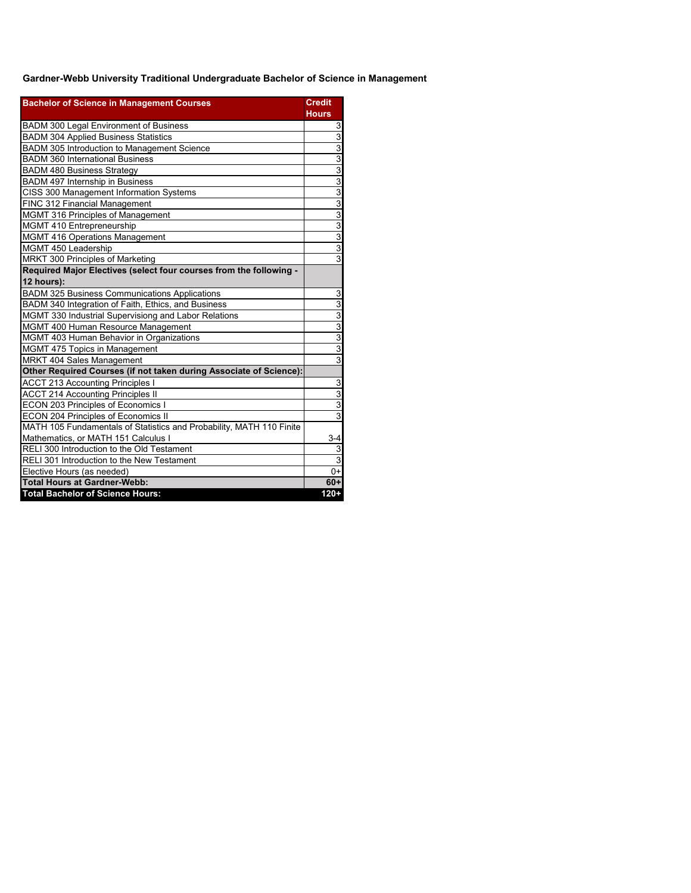**Gardner-Webb University Traditional Undergraduate Bachelor of Science in Management**

| Bachelor of Science in Management Courses | Credit Hours |
|---|---|
| BADM 300 Legal Environment of Business | 3 |
| BADM 304 Applied Business Statistics | 3 |
| BADM 305 Introduction to Management Science | 3 |
| BADM 360 International Business | 3 |
| BADM 480 Business Strategy | 3 |
| BADM 497 Internship in Business | 3 |
| CISS 300 Management Information Systems | 3 |
| FINC 312 Financial Management | 3 |
| MGMT 316 Principles of Management | 3 |
| MGMT 410 Entrepreneurship | 3 |
| MGMT 416 Operations Management | 3 |
| MGMT 450 Leadership | 3 |
| MRKT 300 Principles of Marketing | 3 |
| **Required Major Electives (select four courses from the following - 12 hours):** | |
| BADM 325 Business Communications Applications | 3 |
| BADM 340 Integration of Faith, Ethics, and Business | 3 |
| MGMT 330 Industrial Supervisiong and Labor Relations | 3 |
| MGMT 400 Human Resource Management | 3 |
| MGMT 403 Human Behavior in Organizations | 3 |
| MGMT 475 Topics in Management | 3 |
| MRKT 404 Sales Management | 3 |
| **Other Required Courses (if not taken during Associate of Science):** | |
| ACCT 213 Accounting Principles I | 3 |
| ACCT 214 Accounting Principles II | 3 |
| ECON 203 Principles of Economics I | 3 |
| ECON 204 Principles of Economics II | 3 |
| MATH 105 Fundamentals of Statistics and Probability, MATH 110 Finite Mathematics, or MATH 151 Calculus I | 3-4 |
| RELI 300 Introduction to the Old Testament | 3 |
| RELI 301 Introduction to the New Testament | 3 |
| Elective Hours (as needed) | 0+ |
| **Total Hours at Gardner-Webb:** | **60+** |
| **Total Bachelor of Science Hours:** | **120+** |